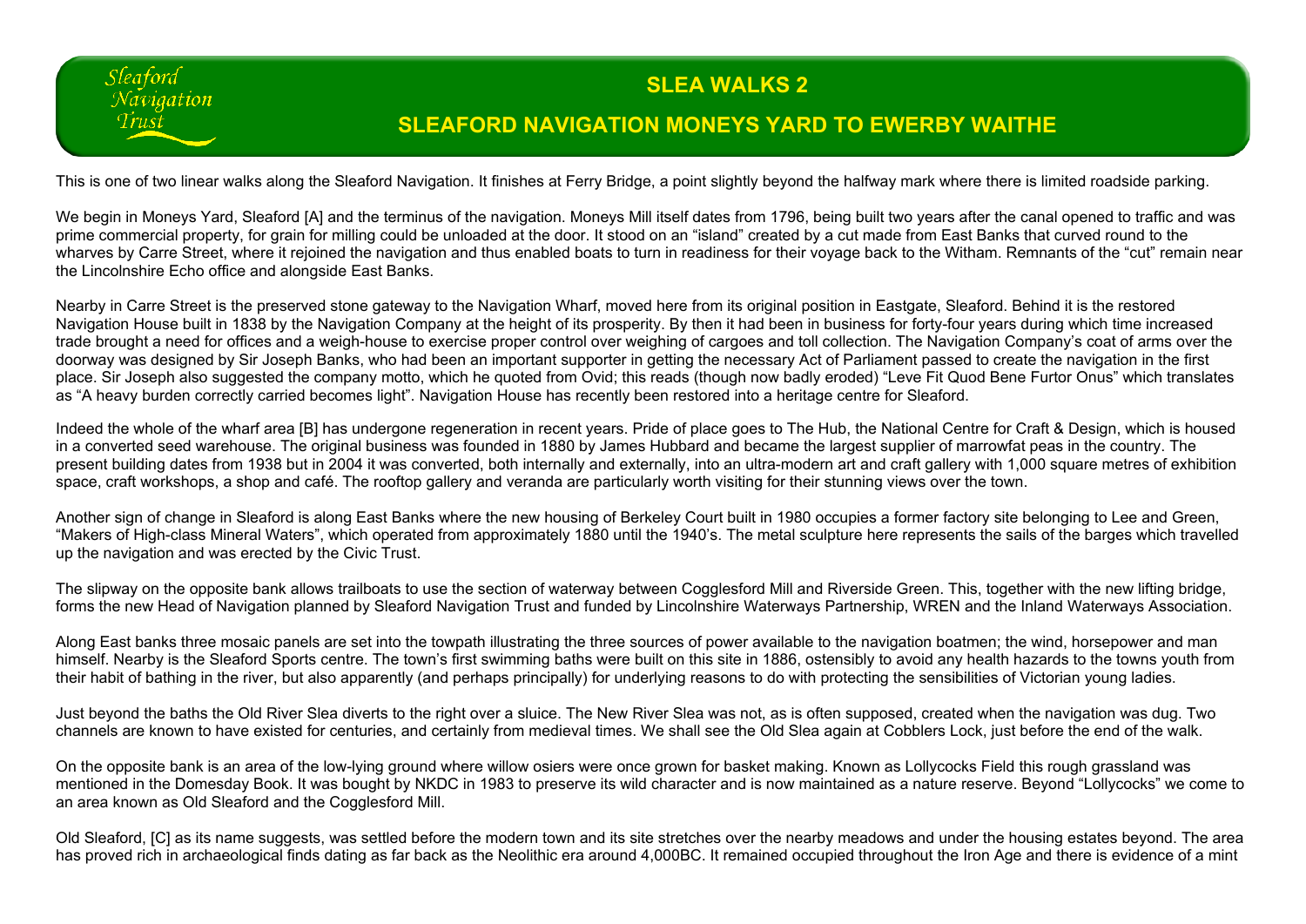Sleaford Navigation Trust

# SLEA WALKS 2

## SLEAFORD NAVIGATION MONEYS YARD TO EWERBY WAITHE

This is one of two linear walks along the Sleaford Navigation. It finishes at Ferry Bridge, a point slightly beyond the halfway mark where there is limited roadside parking.

We begin in Moneys Yard, Sleaford [A] and the terminus of the navigation. Moneys Mill itself dates from 1796, being built two years after the canal opened to traffic and was prime commercial property, for grain for milling could be unloaded at the door. It stood on an "island" created by a cut made from East Banks that curved round to the wharves by Carre Street, where it rejoined the navigation and thus enabled boats to turn in readiness for their voyage back to the Witham. Remnants of the "cut" remain near the Lincolnshire Echo office and alongside East Banks.

Nearby in Carre Street is the preserved stone gateway to the Navigation Wharf, moved here from its original position in Eastgate, Sleaford. Behind it is the restored Navigation House built in 1838 by the Navigation Company at the height of its prosperity. By then it had been in business for forty-four years during which time increased trade brought a need for offices and a weigh-house to exercise proper control over weighing of cargoes and toll collection. The Navigation Company's coat of arms over the doorway was designed by Sir Joseph Banks, who had been an important supporter in getting the necessary Act of Parliament passed to create the navigation in the first place. Sir Joseph also suggested the company motto, which he quoted from Ovid; this reads (though now badly eroded) "Leve Fit Quod Bene Furtor Onus" which translates as "A heavy burden correctly carried becomes light". Navigation House has recently been restored into a heritage centre for Sleaford.

Indeed the whole of the wharf area [B] has undergone regeneration in recent years. Pride of place goes to The Hub, the National Centre for Craft & Design, which is housed in a converted seed warehouse. The original business was founded in 1880 by James Hubbard and became the largest supplier of marrowfat peas in the country. The present building dates from 1938 but in 2004 it was converted, both internally and externally, into an ultra-modern art and craft gallery with 1,000 square metres of exhibition space, craft workshops, a shop and café. The rooftop gallery and veranda are particularly worth visiting for their stunning views over the town.

Another sign of change in Sleaford is along East Banks where the new housing of Berkeley Court built in 1980 occupies a former factory site belonging to Lee and Green, "Makers of High-class Mineral Waters", which operated from approximately 1880 until the 1940's. The metal sculpture here represents the sails of the barges which travelled up the navigation and was erected by the Civic Trust.

The slipway on the opposite bank allows trailboats to use the section of waterway between Cogglesford Mill and Riverside Green. This, together with the new lifting bridge, forms the new Head of Navigation planned by Sleaford Navigation Trust and funded by Lincolnshire Waterways Partnership, WREN and the Inland Waterways Association.

Along East banks three mosaic panels are set into the towpath illustrating the three sources of power available to the navigation boatmen; the wind, horsepower and man himself. Nearby is the Sleaford Sports centre. The town's first swimming baths were built on this site in 1886, ostensibly to avoid any health hazards to the towns youth from their habit of bathing in the river, but also apparently (and perhaps principally) for underlying reasons to do with protecting the sensibilities of Victorian young ladies.

Just beyond the baths the Old River Slea diverts to the right over a sluice. The New River Slea was not, as is often supposed, created when the navigation was dug. Two channels are known to have existed for centuries, and certainly from medieval times. We shall see the Old Slea again at Cobblers Lock, just before the end of the walk.

On the opposite bank is an area of the low-lying ground where willow osiers were once grown for basket making. Known as Lollycocks Field this rough grassland was mentioned in the Domesday Book. It was bought by NKDC in 1983 to preserve its wild character and is now maintained as a nature reserve. Beyond "Lollycocks" we come to an area known as Old Sleaford and the Cogglesford Mill.

Old Sleaford, [C] as its name suggests, was settled before the modern town and its site stretches over the nearby meadows and under the housing estates beyond. The area has proved rich in archaeological finds dating as far back as the Neolithic era around 4,000BC. It remained occupied throughout the Iron Age and there is evidence of a mint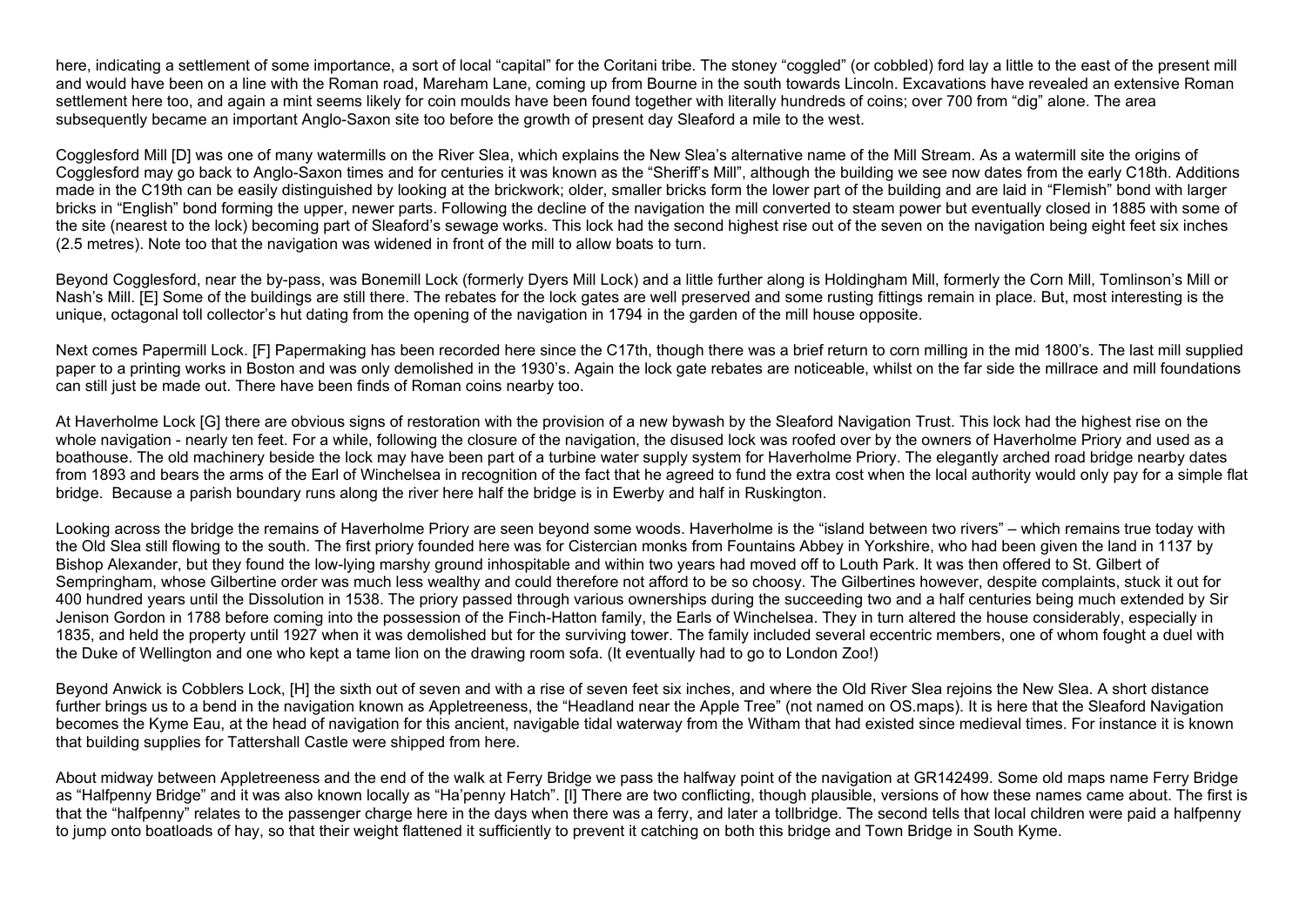here, indicating a settlement of some importance, a sort of local "capital" for the Coritani tribe. The stoney "coggled" (or cobbled) ford lay a little to the east of the present mill and would have been on a line with the Roman road, Mareham Lane, coming up from Bourne in the south towards Lincoln. Excavations have revealed an extensive Roman settlement here too, and again a mint seems likely for coin moulds have been found together with literally hundreds of coins; over 700 from "dig" alone. The area subsequently became an important Anglo-Saxon site too before the growth of present day Sleaford a mile to the west.

Cogglesford Mill [D] was one of many watermills on the River Slea, which explains the New Slea's alternative name of the Mill Stream. As a watermill site the origins of Cogglesford may go back to Anglo-Saxon times and for centuries it was known as the "Sheriff's Mill", although the building we see now dates from the early C18th. Additions made in the C19th can be easily distinguished by looking at the brickwork; older, smaller bricks form the lower part of the building and are laid in "Flemish" bond with larger bricks in "English" bond forming the upper, newer parts. Following the decline of the navigation the mill converted to steam power but eventually closed in 1885 with some of the site (nearest to the lock) becoming part of Sleaford's sewage works. This lock had the second highest rise out of the seven on the navigation being eight feet six inches (2.5 metres). Note too that the navigation was widened in front of the mill to allow boats to turn.

Beyond Cogglesford, near the by-pass, was Bonemill Lock (formerly Dyers Mill Lock) and a little further along is Holdingham Mill, formerly the Corn Mill, Tomlinson's Mill or Nash's Mill. [E] Some of the buildings are still there. The rebates for the lock gates are well preserved and some rusting fittings remain in place. But, most interesting is the unique, octagonal toll collector's hut dating from the opening of the navigation in 1794 in the garden of the mill house opposite.

Next comes Papermill Lock. [F] Papermaking has been recorded here since the C17th, though there was a brief return to corn milling in the mid 1800's. The last mill supplied paper to a printing works in Boston and was only demolished in the 1930's. Again the lock gate rebates are noticeable, whilst on the far side the millrace and mill foundations can still just be made out. There have been finds of Roman coins nearby too.

At Haverholme Lock [G] there are obvious signs of restoration with the provision of a new bywash by the Sleaford Navigation Trust. This lock had the highest rise on the whole navigation - nearly ten feet. For a while, following the closure of the navigation, the disused lock was roofed over by the owners of Haverholme Priory and used as a boathouse. The old machinery beside the lock may have been part of a turbine water supply system for Haverholme Priory. The elegantly arched road bridge nearby dates from 1893 and bears the arms of the Earl of Winchelsea in recognition of the fact that he agreed to fund the extra cost when the local authority would only pay for a simple flat bridge. Because a parish boundary runs along the river here half the bridge is in Ewerby and half in Ruskington.

Looking across the bridge the remains of Haverholme Priory are seen beyond some woods. Haverholme is the "island between two rivers" – which remains true today with the Old Slea still flowing to the south. The first priory founded here was for Cistercian monks from Fountains Abbey in Yorkshire, who had been given the land in 1137 by Bishop Alexander, but they found the low-lying marshy ground inhospitable and within two years had moved off to Louth Park. It was then offered to St. Gilbert of Sempringham, whose Gilbertine order was much less wealthy and could therefore not afford to be so choosy. The Gilbertines however, despite complaints, stuck it out for 400 hundred years until the Dissolution in 1538. The priory passed through various ownerships during the succeeding two and a half centuries being much extended by Sir Jenison Gordon in 1788 before coming into the possession of the Finch-Hatton family, the Earls of Winchelsea. They in turn altered the house considerably, especially in 1835, and held the property until 1927 when it was demolished but for the surviving tower. The family included several eccentric members, one of whom fought a duel with the Duke of Wellington and one who kept a tame lion on the drawing room sofa. (It eventually had to go to London Zoo!)

Beyond Anwick is Cobblers Lock, [H] the sixth out of seven and with a rise of seven feet six inches, and where the Old River Slea rejoins the New Slea. A short distance further brings us to a bend in the navigation known as Appletreeness, the "Headland near the Apple Tree" (not named on OS.maps). It is here that the Sleaford Navigation becomes the Kyme Eau, at the head of navigation for this ancient, navigable tidal waterway from the Witham that had existed since medieval times. For instance it is known that building supplies for Tattershall Castle were shipped from here.

About midway between Appletreeness and the end of the walk at Ferry Bridge we pass the halfway point of the navigation at GR142499. Some old maps name Ferry Bridge as "Halfpenny Bridge" and it was also known locally as "Ha'penny Hatch". [I] There are two conflicting, though plausible, versions of how these names came about. The first is that the "halfpenny" relates to the passenger charge here in the days when there was a ferry, and later a tollbridge. The second tells that local children were paid a halfpenny to jump onto boatloads of hay, so that their weight flattened it sufficiently to prevent it catching on both this bridge and Town Bridge in South Kyme.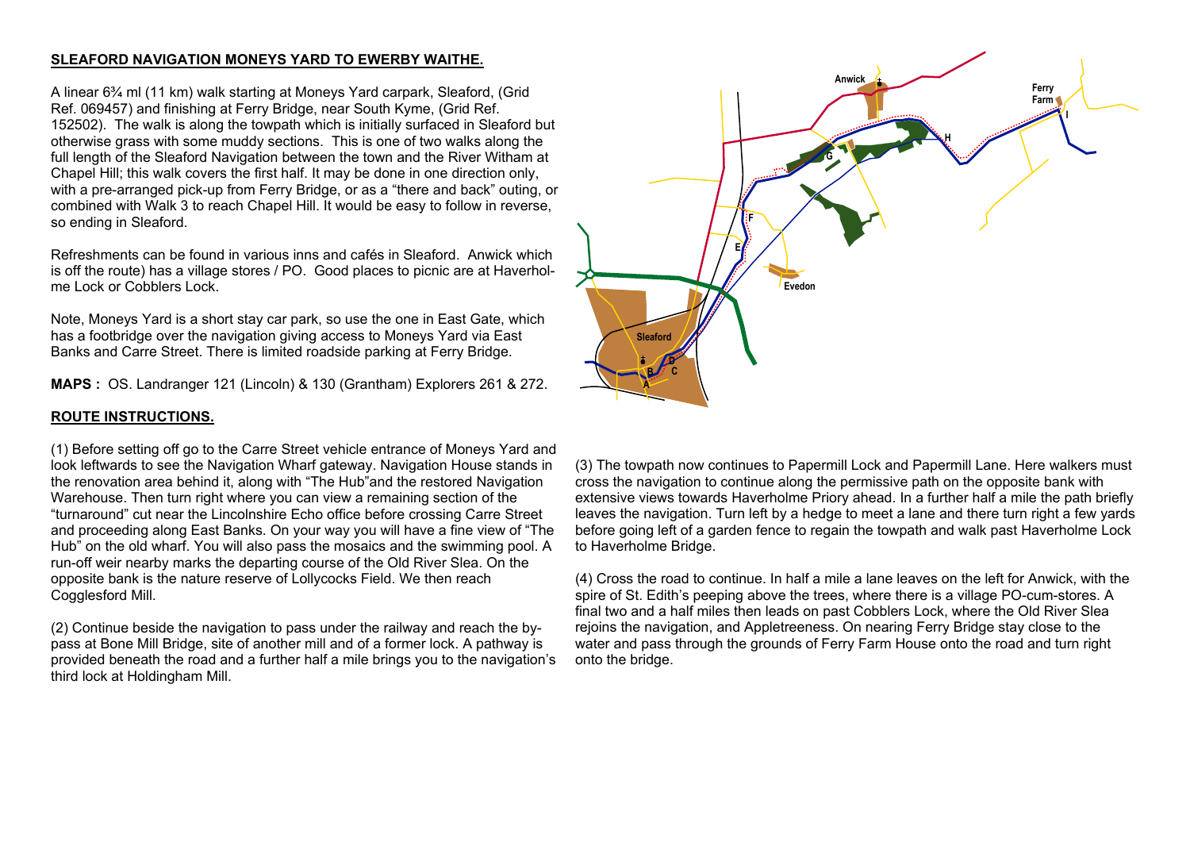## SLEAFORD NAVIGATION MONEYS YARD TO EWERBY WAITHE.

A linear 6¾ ml (11 km) walk starting at Moneys Yard carpark, Sleaford, (Grid Ref. 069457) and finishing at Ferry Bridge, near South Kyme, (Grid Ref. 152502). The walk is along the towpath which is initially surfaced in Sleaford but otherwise grass with some muddy sections. This is one of two walks along the full length of the Sleaford Navigation between the town and the River Witham at Chapel Hill; this walk covers the first half. It may be done in one direction only, with a pre-arranged pick-up from Ferry Bridge, or as a "there and back" outing, or combined with Walk 3 to reach Chapel Hill. It would be easy to follow in reverse, so ending in Sleaford.

Refreshments can be found in various inns and cafés in Sleaford. Anwick which is off the route) has a village stores / PO. Good places to picnic are at Haverholme Lock or Cobblers Lock.

Note, Moneys Yard is a short stay car park, so use the one in East Gate, which has a footbridge over the navigation giving access to Moneys Yard via East Banks and Carre Street. There is limited roadside parking at Ferry Bridge.

**MAPS :** OS. Landranger 121 (Lincoln) & 130 (Grantham) Explorers 261 & 272.

## ROUTE INSTRUCTIONS.

(1) Before setting off go to the Carre Street vehicle entrance of Moneys Yard and look leftwards to see the Navigation Wharf gateway. Navigation House stands in the renovation area behind it, along with "The Hub"and the restored Navigation Warehouse. Then turn right where you can view a remaining section of the "turnaround" cut near the Lincolnshire Echo office before crossing Carre Street and proceeding along East Banks. On your way you will have a fine view of "The Hub" on the old wharf. You will also pass the mosaics and the swimming pool. A run-off weir nearby marks the departing course of the Old River Slea. On the opposite bank is the nature reserve of Lollycocks Field. We then reach Cogglesford Mill.

(2) Continue beside the navigation to pass under the railway and reach the by-pass at Bone Mill Bridge, site of another mill and of a former lock. A pathway is provided beneath the road and a further half a mile brings you to the navigation's third lock at Holdingham Mill.

Anwick
Ferry Farm
H
I
G
F
E
Evedon
Sleaford
D
C
B
A

(3) The towpath now continues to Papermill Lock and Papermill Lane. Here walkers must cross the navigation to continue along the permissive path on the opposite bank with extensive views towards Haverholme Priory ahead. In a further half a mile the path briefly leaves the navigation. Turn left by a hedge to meet a lane and there turn right a few yards before going left of a garden fence to regain the towpath and walk past Haverholme Lock to Haverholme Bridge.

(4) Cross the road to continue. In half a mile a lane leaves on the left for Anwick, with the spire of St. Edith's peeping above the trees, where there is a village PO-cum-stores. A final two and a half miles then leads on past Cobblers Lock, where the Old River Slea rejoins the navigation, and Appletreeness. On nearing Ferry Bridge stay close to the water and pass through the grounds of Ferry Farm House onto the road and turn right onto the bridge.